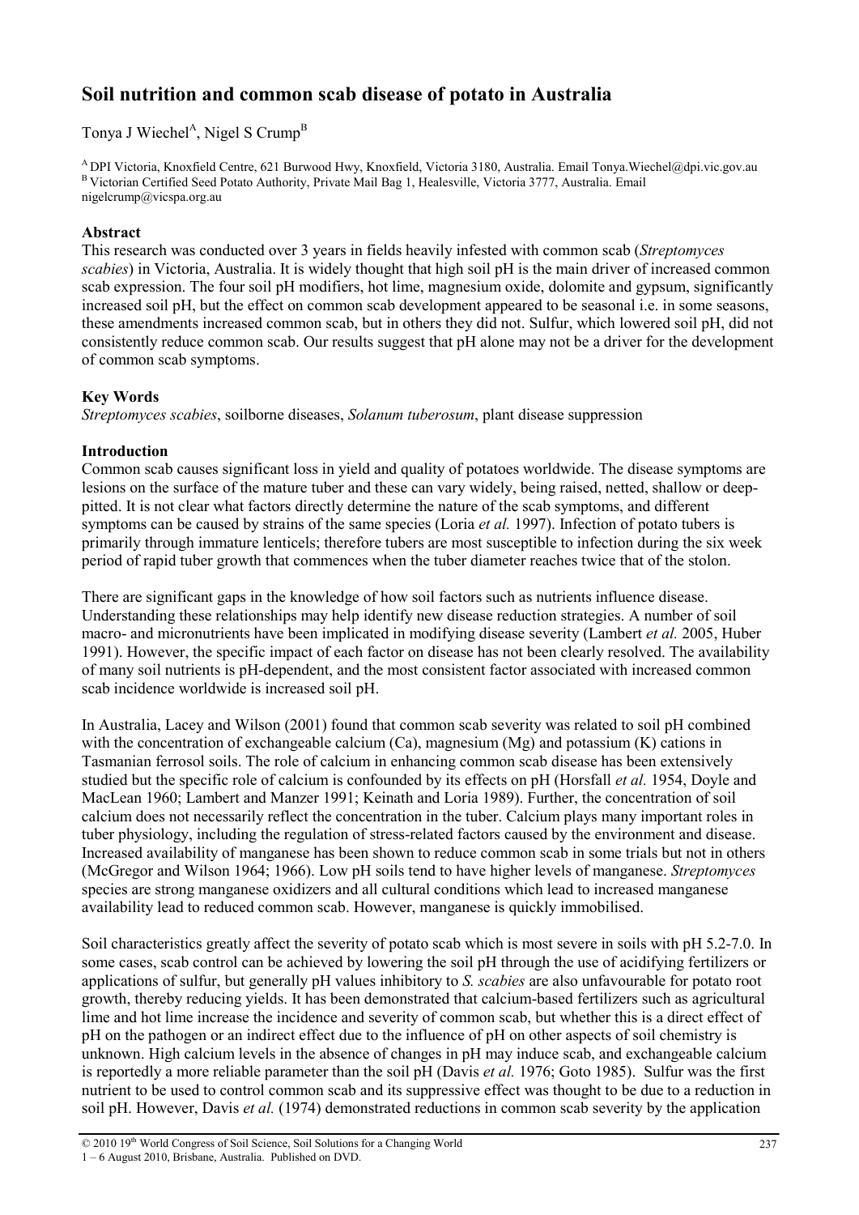# Soil nutrition and common scab disease of potato in Australia

Tonya J Wiechel[A], Nigel S Crump[B]

[A] DPI Victoria, Knoxfield Centre, 621 Burwood Hwy, Knoxfield, Victoria 3180, Australia. Email Tonya.Wiechel@dpi.vic.gov.au
[B] Victorian Certified Seed Potato Authority, Private Mail Bag 1, Healesville, Victoria 3777, Australia. Email nigelcrump@vicspa.org.au

## Abstract

This research was conducted over 3 years in fields heavily infested with common scab (*Streptomyces scabies*) in Victoria, Australia. It is widely thought that high soil pH is the main driver of increased common scab expression. The four soil pH modifiers, hot lime, magnesium oxide, dolomite and gypsum, significantly increased soil pH, but the effect on common scab development appeared to be seasonal i.e. in some seasons, these amendments increased common scab, but in others they did not. Sulfur, which lowered soil pH, did not consistently reduce common scab. Our results suggest that pH alone may not be a driver for the development of common scab symptoms.

## Key Words

*Streptomyces scabies*, soilborne diseases, *Solanum tuberosum*, plant disease suppression

## Introduction

Common scab causes significant loss in yield and quality of potatoes worldwide. The disease symptoms are lesions on the surface of the mature tuber and these can vary widely, being raised, netted, shallow or deep-pitted. It is not clear what factors directly determine the nature of the scab symptoms, and different symptoms can be caused by strains of the same species (Loria *et al.* 1997). Infection of potato tubers is primarily through immature lenticels; therefore tubers are most susceptible to infection during the six week period of rapid tuber growth that commences when the tuber diameter reaches twice that of the stolon.

There are significant gaps in the knowledge of how soil factors such as nutrients influence disease. Understanding these relationships may help identify new disease reduction strategies. A number of soil macro- and micronutrients have been implicated in modifying disease severity (Lambert *et al.* 2005, Huber 1991). However, the specific impact of each factor on disease has not been clearly resolved. The availability of many soil nutrients is pH-dependent, and the most consistent factor associated with increased common scab incidence worldwide is increased soil pH.

In Australia, Lacey and Wilson (2001) found that common scab severity was related to soil pH combined with the concentration of exchangeable calcium (Ca), magnesium (Mg) and potassium (K) cations in Tasmanian ferrosol soils. The role of calcium in enhancing common scab disease has been extensively studied but the specific role of calcium is confounded by its effects on pH (Horsfall *et al.* 1954, Doyle and MacLean 1960; Lambert and Manzer 1991; Keinath and Loria 1989). Further, the concentration of soil calcium does not necessarily reflect the concentration in the tuber. Calcium plays many important roles in tuber physiology, including the regulation of stress-related factors caused by the environment and disease. Increased availability of manganese has been shown to reduce common scab in some trials but not in others (McGregor and Wilson 1964; 1966). Low pH soils tend to have higher levels of manganese. *Streptomyces* species are strong manganese oxidizers and all cultural conditions which lead to increased manganese availability lead to reduced common scab. However, manganese is quickly immobilised.

Soil characteristics greatly affect the severity of potato scab which is most severe in soils with pH 5.2-7.0. In some cases, scab control can be achieved by lowering the soil pH through the use of acidifying fertilizers or applications of sulfur, but generally pH values inhibitory to *S. scabies* are also unfavourable for potato root growth, thereby reducing yields. It has been demonstrated that calcium-based fertilizers such as agricultural lime and hot lime increase the incidence and severity of common scab, but whether this is a direct effect of pH on the pathogen or an indirect effect due to the influence of pH on other aspects of soil chemistry is unknown. High calcium levels in the absence of changes in pH may induce scab, and exchangeable calcium is reportedly a more reliable parameter than the soil pH (Davis *et al.* 1976; Goto 1985). Sulfur was the first nutrient to be used to control common scab and its suppressive effect was thought to be due to a reduction in soil pH. However, Davis *et al.* (1974) demonstrated reductions in common scab severity by the application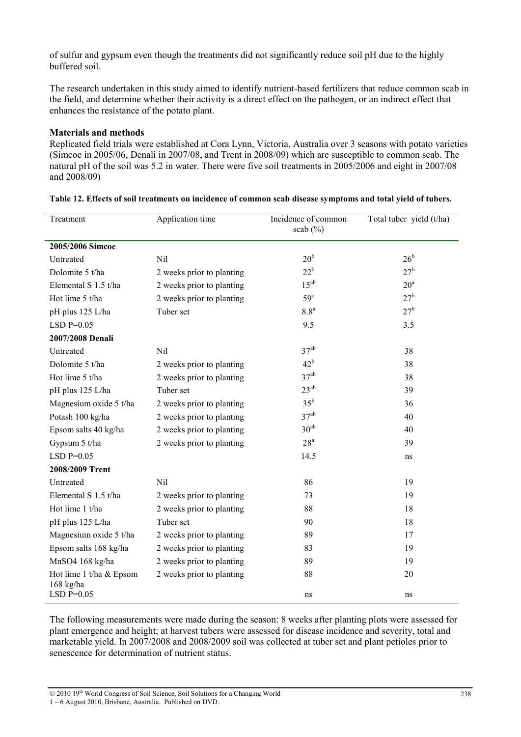of sulfur and gypsum even though the treatments did not significantly reduce soil pH due to the highly buffered soil.

The research undertaken in this study aimed to identify nutrient-based fertilizers that reduce common scab in the field, and determine whether their activity is a direct effect on the pathogen, or an indirect effect that enhances the resistance of the potato plant.

**Materials and methods**

Replicated field trials were established at Cora Lynn, Victoria, Australia over 3 seasons with potato varieties (Simcoe in 2005/06, Denali in 2007/08, and Trent in 2008/09) which are susceptible to common scab. The natural pH of the soil was 5.2 in water. There were five soil treatments in 2005/2006 and eight in 2007/08 and 2008/09)

**Table 12. Effects of soil treatments on incidence of common scab disease symptoms and total yield of tubers.**

| Treatment | Application time | Incidence of common scab (%) | Total tuber yield (t/ha) |
|---|---|---|---|
| **2005/2006 Simcoe** | | | |
| Untreated | Nil | $20^{b}$ | $26^{b}$ |
| Dolomite 5 t/ha | 2 weeks prior to planting | $22^{b}$ | $27^{b}$ |
| Elemental S 1.5 t/ha | 2 weeks prior to planting | $15^{ab}$ | $20^{a}$ |
| Hot lime 5 t/ha | 2 weeks prior to planting | $59^{c}$ | $27^{b}$ |
| pH plus 125 L/ha | Tuber set | $8.8^{a}$ | $27^{b}$ |
| LSD P=0.05 | | 9.5 | 3.5 |
| **2007/2008 Denali** | | | |
| Untreated | Nil | $37^{ab}$ | 38 |
| Dolomite 5 t/ha | 2 weeks prior to planting | $42^{b}$ | 38 |
| Hot lime 5 t/ha | 2 weeks prior to planting | $37^{ab}$ | 38 |
| pH plus 125 L/ha | Tuber set | $23^{ab}$ | 39 |
| Magnesium oxide 5 t/ha | 2 weeks prior to planting | $35^{b}$ | 36 |
| Potash 100 kg/ha | 2 weeks prior to planting | $37^{ab}$ | 40 |
| Epsom salts 40 kg/ha | 2 weeks prior to planting | $30^{ab}$ | 40 |
| Gypsum 5 t/ha | 2 weeks prior to planting | $28^{a}$ | 39 |
| LSD P=0.05 | | 14.5 | ns |
| **2008/2009 Trent** | | | |
| Untreated | Nil | 86 | 19 |
| Elemental S 1.5 t/ha | 2 weeks prior to planting | 73 | 19 |
| Hot lime 1 t/ha | 2 weeks prior to planting | 88 | 18 |
| pH plus 125 L/ha | Tuber set | 90 | 18 |
| Magnesium oxide 5 t/ha | 2 weeks prior to planting | 89 | 17 |
| Epsom salts 168 kg/ha | 2 weeks prior to planting | 83 | 19 |
| MnSO4 168 kg/ha | 2 weeks prior to planting | 89 | 19 |
| Hot lime 1 t/ha & Epsom 168 kg/ha | 2 weeks prior to planting | 88 | 20 |
| LSD P=0.05 | | ns | ns |

The following measurements were made during the season: 8 weeks after planting plots were assessed for plant emergence and height; at harvest tubers were assessed for disease incidence and severity, total and marketable yield. In 2007/2008 and 2008/2009 soil was collected at tuber set and plant petioles prior to senescence for determination of nutrient status.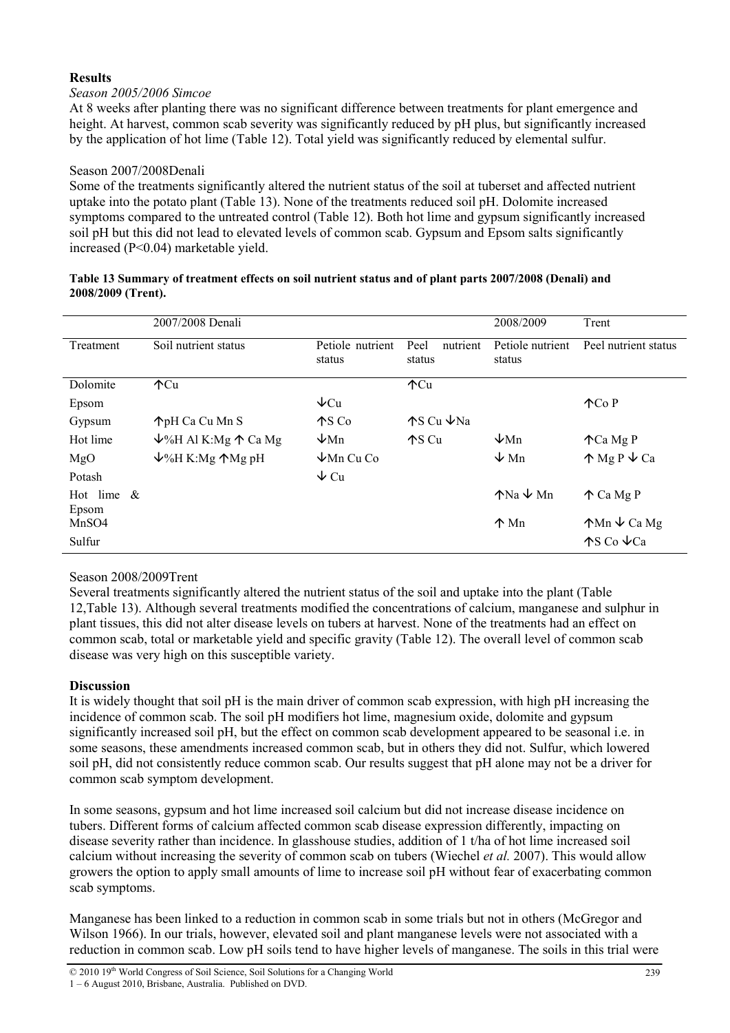**Results**

*Season 2005/2006 Simcoe*

At 8 weeks after planting there was no significant difference between treatments for plant emergence and height. At harvest, common scab severity was significantly reduced by pH plus, but significantly increased by the application of hot lime (Table 12). Total yield was significantly reduced by elemental sulfur.

Season 2007/2008Denali

Some of the treatments significantly altered the nutrient status of the soil at tuberset and affected nutrient uptake into the potato plant (Table 13). None of the treatments reduced soil pH. Dolomite increased symptoms compared to the untreated control (Table 12). Both hot lime and gypsum significantly increased soil pH but this did not lead to elevated levels of common scab. Gypsum and Epsom salts significantly increased ($P<0.04$) marketable yield.

**Table 13 Summary of treatment effects on soil nutrient status and of plant parts 2007/2008 (Denali) and 2008/2009 (Trent).**

| | 2007/2008 Denali | | | 2008/2009 | Trent |
|---|---|---|---|---|---|
| Treatment | Soil nutrient status | Petiole nutrient status | Peel nutrient status | Petiole nutrient status | Peel nutrient status |
| Dolomite | ↑Cu | | ↑Cu | | |
| Epsom | | ↓Cu | | | ↑Co P |
| Gypsum | ↑pH Ca Cu Mn S | ↑S Co | ↑S Cu ↓Na | | |
| Hot lime | ↓%H Al K:Mg ↑ Ca Mg | ↓Mn | ↑S Cu | ↓Mn | ↑Ca Mg P |
| MgO | ↓%H K:Mg ↑Mg pH | ↓Mn Cu Co | | ↓ Mn | ↑ Mg P ↓ Ca |
| Potash | | ↓ Cu | | | |
| Hot lime & Epsom | | | | ↑Na ↓ Mn | ↑ Ca Mg P |
| $MnSO_4$ | | | | ↑ Mn | ↑Mn ↓ Ca Mg |
| Sulfur | | | | | ↑S Co ↓Ca |

Season 2008/2009Trent

Several treatments significantly altered the nutrient status of the soil and uptake into the plant (Table 12,Table 13). Although several treatments modified the concentrations of calcium, manganese and sulphur in plant tissues, this did not alter disease levels on tubers at harvest. None of the treatments had an effect on common scab, total or marketable yield and specific gravity (Table 12). The overall level of common scab disease was very high on this susceptible variety.

**Discussion**

It is widely thought that soil pH is the main driver of common scab expression, with high pH increasing the incidence of common scab. The soil pH modifiers hot lime, magnesium oxide, dolomite and gypsum significantly increased soil pH, but the effect on common scab development appeared to be seasonal i.e. in some seasons, these amendments increased common scab, but in others they did not. Sulfur, which lowered soil pH, did not consistently reduce common scab. Our results suggest that pH alone may not be a driver for common scab symptom development.

In some seasons, gypsum and hot lime increased soil calcium but did not increase disease incidence on tubers. Different forms of calcium affected common scab disease expression differently, impacting on disease severity rather than incidence. In glasshouse studies, addition of 1 t/ha of hot lime increased soil calcium without increasing the severity of common scab on tubers (Wiechel *et al.* 2007). This would allow growers the option to apply small amounts of lime to increase soil pH without fear of exacerbating common scab symptoms.

Manganese has been linked to a reduction in common scab in some trials but not in others (McGregor and Wilson 1966). In our trials, however, elevated soil and plant manganese levels were not associated with a reduction in common scab. Low pH soils tend to have higher levels of manganese. The soils in this trial were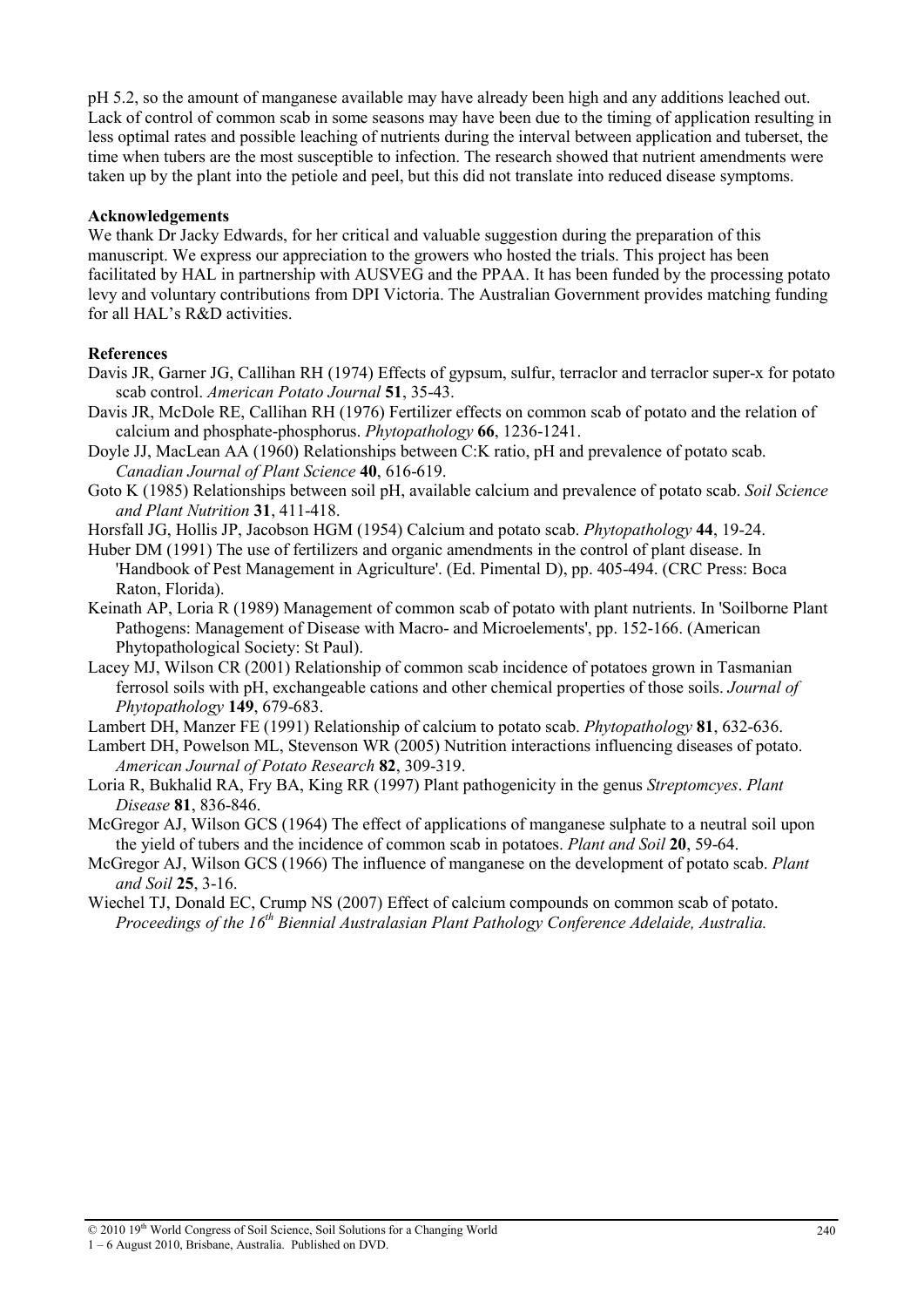pH 5.2, so the amount of manganese available may have already been high and any additions leached out. Lack of control of common scab in some seasons may have been due to the timing of application resulting in less optimal rates and possible leaching of nutrients during the interval between application and tuberset, the time when tubers are the most susceptible to infection. The research showed that nutrient amendments were taken up by the plant into the petiole and peel, but this did not translate into reduced disease symptoms.

## Acknowledgements

We thank Dr Jacky Edwards, for her critical and valuable suggestion during the preparation of this manuscript. We express our appreciation to the growers who hosted the trials. This project has been facilitated by HAL in partnership with AUSVEG and the PPAA. It has been funded by the processing potato levy and voluntary contributions from DPI Victoria. The Australian Government provides matching funding for all HAL's R&D activities.

## References

Davis JR, Garner JG, Callihan RH (1974) Effects of gypsum, sulfur, terraclor and terraclor super-x for potato scab control. *American Potato Journal* **51**, 35-43.

Davis JR, McDole RE, Callihan RH (1976) Fertilizer effects on common scab of potato and the relation of calcium and phosphate-phosphorus. *Phytopathology* **66**, 1236-1241.

Doyle JJ, MacLean AA (1960) Relationships between C:K ratio, pH and prevalence of potato scab. *Canadian Journal of Plant Science* **40**, 616-619.

Goto K (1985) Relationships between soil pH, available calcium and prevalence of potato scab. *Soil Science and Plant Nutrition* **31**, 411-418.

Horsfall JG, Hollis JP, Jacobson HGM (1954) Calcium and potato scab. *Phytopathology* **44**, 19-24.

Huber DM (1991) The use of fertilizers and organic amendments in the control of plant disease. In 'Handbook of Pest Management in Agriculture'. (Ed. Pimental D), pp. 405-494. (CRC Press: Boca Raton, Florida).

Keinath AP, Loria R (1989) Management of common scab of potato with plant nutrients. In 'Soilborne Plant Pathogens: Management of Disease with Macro- and Microelements', pp. 152-166. (American Phytopathological Society: St Paul).

Lacey MJ, Wilson CR (2001) Relationship of common scab incidence of potatoes grown in Tasmanian ferrosol soils with pH, exchangeable cations and other chemical properties of those soils. *Journal of Phytopathology* **149**, 679-683.

Lambert DH, Manzer FE (1991) Relationship of calcium to potato scab. *Phytopathology* **81**, 632-636.

Lambert DH, Powelson ML, Stevenson WR (2005) Nutrition interactions influencing diseases of potato. *American Journal of Potato Research* **82**, 309-319.

Loria R, Bukhalid RA, Fry BA, King RR (1997) Plant pathogenicity in the genus *Streptomcyes*. *Plant Disease* **81**, 836-846.

McGregor AJ, Wilson GCS (1964) The effect of applications of manganese sulphate to a neutral soil upon the yield of tubers and the incidence of common scab in potatoes. *Plant and Soil* **20**, 59-64.

McGregor AJ, Wilson GCS (1966) The influence of manganese on the development of potato scab. *Plant and Soil* **25**, 3-16.

Wiechel TJ, Donald EC, Crump NS (2007) Effect of calcium compounds on common scab of potato. *Proceedings of the 16th Biennial Australasian Plant Pathology Conference Adelaide, Australia.*